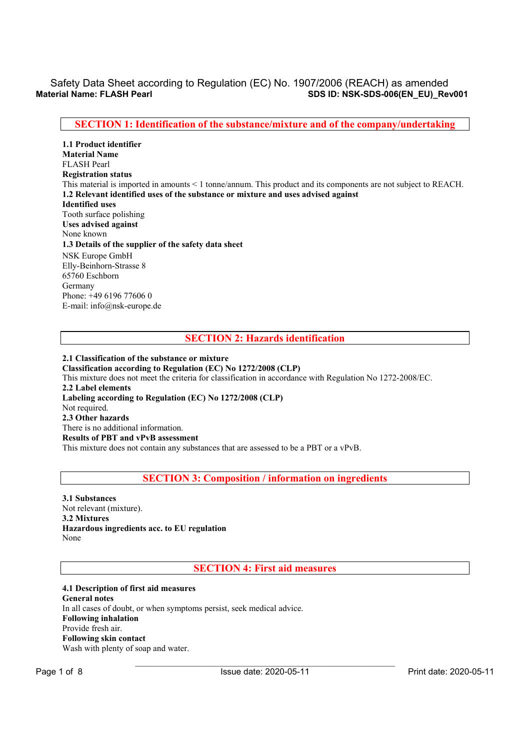Safety Data Sheet according to Regulation (EC) No. 1907/2006 (REACH) as amended

**Material Name: FLASH Pearl** **SDS ID: NSK-SDS-006(EN_EU)_Rev001**

## SECTION 1: Identification of the substance/mixture and of the company/undertaking

**1.1 Product identifier**

**Material Name**

FLASH Pearl

**Registration status**

This material is imported in amounts < 1 tonne/annum. This product and its components are not subject to REACH.

**1.2 Relevant identified uses of the substance or mixture and uses advised against**

**Identified uses**

Tooth surface polishing

**Uses advised against**

None known

**1.3 Details of the supplier of the safety data sheet**

NSK Europe GmbH
Elly-Beinhorn-Strasse 8
65760 Eschborn
Germany
Phone: +49 6196 77606 0
E-mail: info@nsk-europe.de

## SECTION 2: Hazards identification

**2.1 Classification of the substance or mixture**

**Classification according to Regulation (EC) No 1272/2008 (CLP)**

This mixture does not meet the criteria for classification in accordance with Regulation No 1272-2008/EC.

**2.2 Label elements**

**Labeling according to Regulation (EC) No 1272/2008 (CLP)**

Not required.

**2.3 Other hazards**

There is no additional information.

**Results of PBT and vPvB assessment**

This mixture does not contain any substances that are assessed to be a PBT or a vPvB.

## SECTION 3: Composition / information on ingredients

**3.1 Substances**

Not relevant (mixture).

**3.2 Mixtures**

**Hazardous ingredients acc. to EU regulation**

None

## SECTION 4: First aid measures

**4.1 Description of first aid measures**

**General notes**

In all cases of doubt, or when symptoms persist, seek medical advice.

**Following inhalation**

Provide fresh air.

**Following skin contact**

Wash with plenty of soap and water.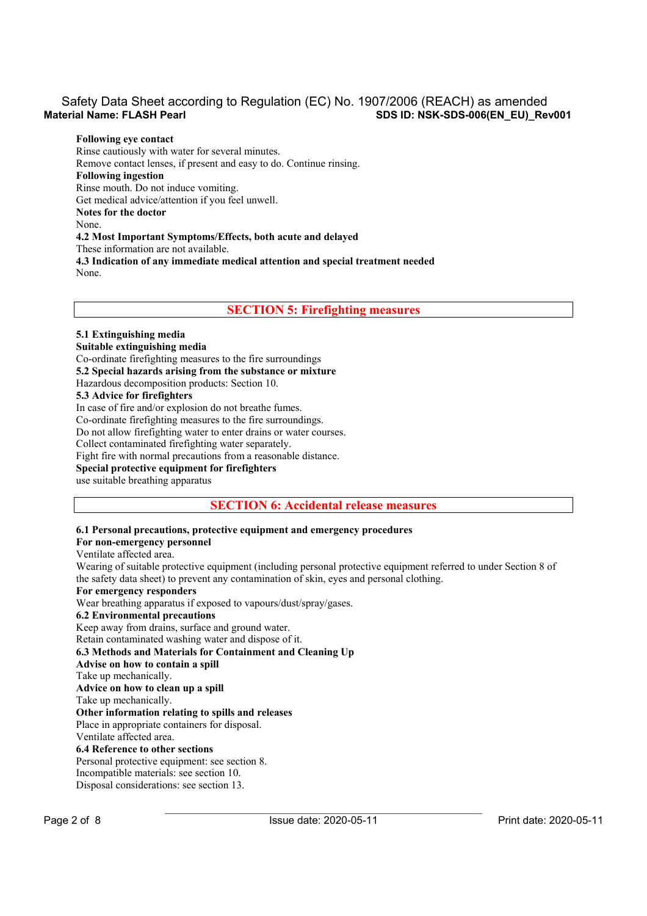**Following eye contact**

Rinse cautiously with water for several minutes.
Remove contact lenses, if present and easy to do. Continue rinsing.

**Following ingestion**

Rinse mouth. Do not induce vomiting.
Get medical advice/attention if you feel unwell.

**Notes for the doctor**

None.

**4.2 Most Important Symptoms/Effects, both acute and delayed**

These information are not available.

**4.3 Indication of any immediate medical attention and special treatment needed**

None.

## SECTION 5: Firefighting measures

**5.1 Extinguishing media**

**Suitable extinguishing media**

Co-ordinate firefighting measures to the fire surroundings

**5.2 Special hazards arising from the substance or mixture**

Hazardous decomposition products: Section 10.

**5.3 Advice for firefighters**

In case of fire and/or explosion do not breathe fumes.
Co-ordinate firefighting measures to the fire surroundings.
Do not allow firefighting water to enter drains or water courses.
Collect contaminated firefighting water separately.
Fight fire with normal precautions from a reasonable distance.

**Special protective equipment for firefighters**

use suitable breathing apparatus

## SECTION 6: Accidental release measures

**6.1 Personal precautions, protective equipment and emergency procedures**

**For non-emergency personnel**

Ventilate affected area.
Wearing of suitable protective equipment (including personal protective equipment referred to under Section 8 of the safety data sheet) to prevent any contamination of skin, eyes and personal clothing.

**For emergency responders**

Wear breathing apparatus if exposed to vapours/dust/spray/gases.

**6.2 Environmental precautions**

Keep away from drains, surface and ground water.
Retain contaminated washing water and dispose of it.

**6.3 Methods and Materials for Containment and Cleaning Up**

**Advise on how to contain a spill**

Take up mechanically.

**Advice on how to clean up a spill**

Take up mechanically.

**Other information relating to spills and releases**

Place in appropriate containers for disposal.
Ventilate affected area.

**6.4 Reference to other sections**

Personal protective equipment: see section 8.
Incompatible materials: see section 10.
Disposal considerations: see section 13.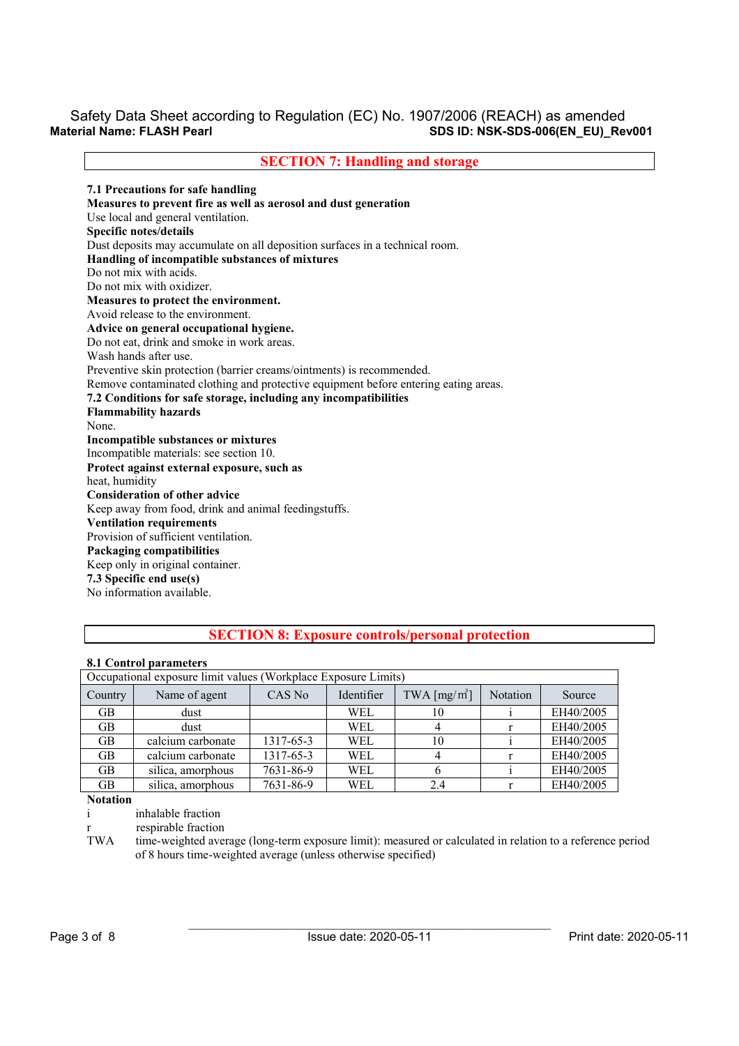## SECTION 7: Handling and storage

**7.1 Precautions for safe handling**

**Measures to prevent fire as well as aerosol and dust generation**

Use local and general ventilation.

**Specific notes/details**

Dust deposits may accumulate on all deposition surfaces in a technical room.

**Handling of incompatible substances of mixtures**

Do not mix with acids.

Do not mix with oxidizer.

**Measures to protect the environment.**

Avoid release to the environment.

**Advice on general occupational hygiene.**

Do not eat, drink and smoke in work areas.

Wash hands after use.

Preventive skin protection (barrier creams/ointments) is recommended.

Remove contaminated clothing and protective equipment before entering eating areas.

**7.2 Conditions for safe storage, including any incompatibilities**

**Flammability hazards**

None.

**Incompatible substances or mixtures**

Incompatible materials: see section 10.

**Protect against external exposure, such as**

heat, humidity

**Consideration of other advice**

Keep away from food, drink and animal feedingstuffs.

**Ventilation requirements**

Provision of sufficient ventilation.

**Packaging compatibilities**

Keep only in original container.

**7.3 Specific end use(s)**

No information available.

## SECTION 8: Exposure controls/personal protection

**8.1 Control parameters**

Occupational exposure limit values (Workplace Exposure Limits)

| Country | Name of agent | CAS No | Identifier | TWA [mg/m³] | Notation | Source |
|---|---|---|---|---|---|---|
| GB | dust | | WEL | 10 | i | EH40/2005 |
| GB | dust | | WEL | 4 | r | EH40/2005 |
| GB | calcium carbonate | 1317-65-3 | WEL | 10 | i | EH40/2005 |
| GB | calcium carbonate | 1317-65-3 | WEL | 4 | r | EH40/2005 |
| GB | silica, amorphous | 7631-86-9 | WEL | 6 | i | EH40/2005 |
| GB | silica, amorphous | 7631-86-9 | WEL | 2.4 | r | EH40/2005 |

**Notation**

i inhalable fraction

r respirable fraction

TWA time-weighted average (long-term exposure limit): measured or calculated in relation to a reference period of 8 hours time-weighted average (unless otherwise specified)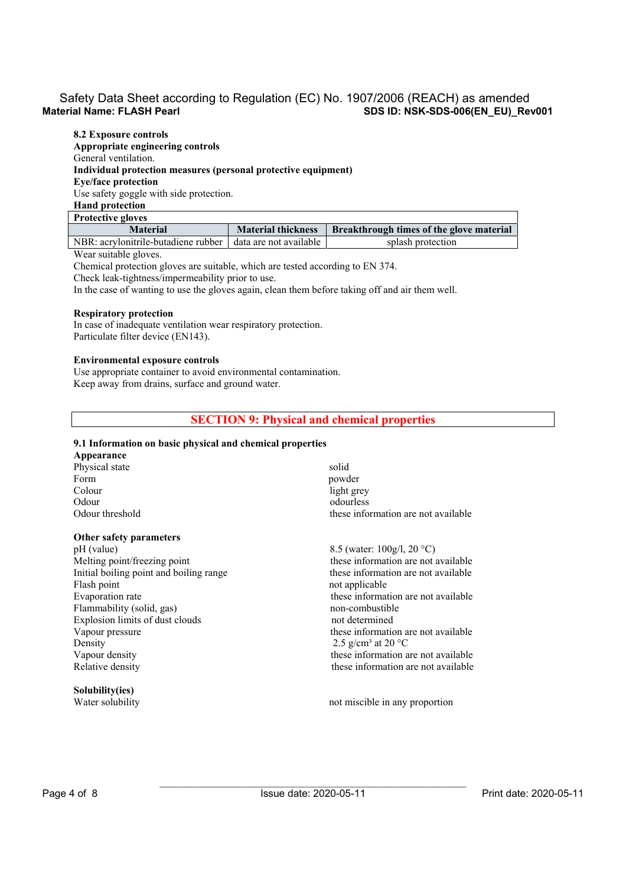**8.2 Exposure controls**

**Appropriate engineering controls**

General ventilation.

**Individual protection measures (personal protective equipment)**

**Eye/face protection**

Use safety goggle with side protection.

**Hand protection**

| Protective gloves | | |
|---|---|---|
| **Material** | **Material thickness** | **Breakthrough times of the glove material** |
| NBR: acrylonitrile-butadiene rubber | data are not available | splash protection |

Wear suitable gloves.

Chemical protection gloves are suitable, which are tested according to EN 374.

Check leak-tightness/impermeability prior to use.

In the case of wanting to use the gloves again, clean them before taking off and air them well.

**Respiratory protection**

In case of inadequate ventilation wear respiratory protection.

Particulate filter device (EN143).

**Environmental exposure controls**

Use appropriate container to avoid environmental contamination.

Keep away from drains, surface and ground water.

## SECTION 9: Physical and chemical properties

**9.1 Information on basic physical and chemical properties**

**Appearance**

| | |
|---|---|
| Physical state | solid |
| Form | powder |
| Colour | light grey |
| Odour | odourless |
| Odour threshold | these information are not available |

**Other safety parameters**

| | |
|---|---|
| pH (value) | 8.5 (water: 100g/l, 20 °C) |
| Melting point/freezing point | these information are not available |
| Initial boiling point and boiling range | these information are not available |
| Flash point | not applicable |
| Evaporation rate | these information are not available |
| Flammability (solid, gas) | non-combustible |
| Explosion limits of dust clouds | not determined |
| Vapour pressure | these information are not available |
| Density | 2.5 g/cm³ at 20 °C |
| Vapour density | these information are not available |
| Relative density | these information are not available |

**Solubility(ies)**

| | |
|---|---|
| Water solubility | not miscible in any proportion |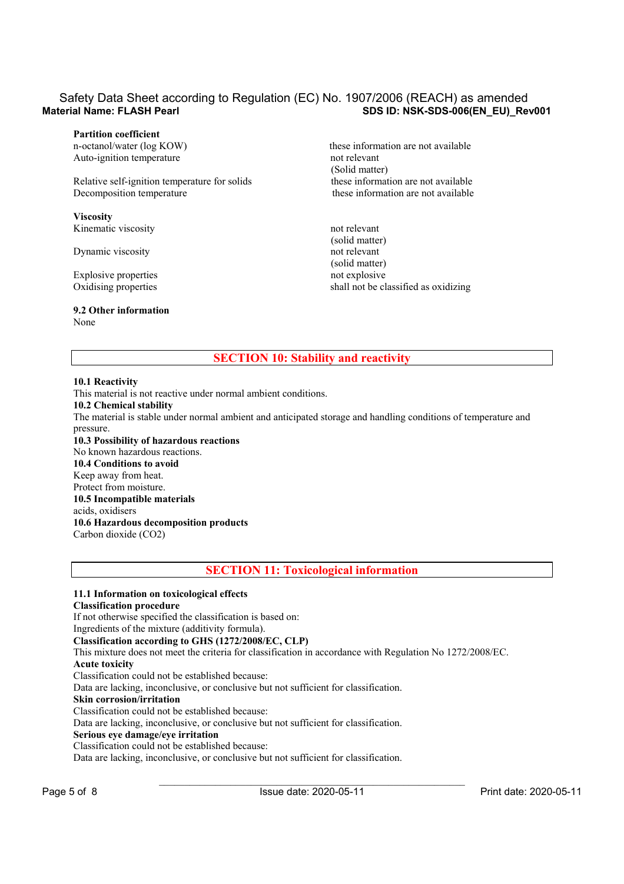**Partition coefficient**

| | |
|---|---|
| n-octanol/water (log KOW) | these information are not available |
| Auto-ignition temperature | not relevant (Solid matter) |
| Relative self-ignition temperature for solids | these information are not available |
| Decomposition temperature | these information are not available |

**Viscosity**

| | |
|---|---|
| Kinematic viscosity | not relevant (solid matter) |
| Dynamic viscosity | not relevant (solid matter) |
| Explosive properties | not explosive |
| Oxidising properties | shall not be classified as oxidizing |

**9.2 Other information**

None

## SECTION 10: Stability and reactivity

**10.1 Reactivity**

This material is not reactive under normal ambient conditions.

**10.2 Chemical stability**

The material is stable under normal ambient and anticipated storage and handling conditions of temperature and pressure.

**10.3 Possibility of hazardous reactions**

No known hazardous reactions.

**10.4 Conditions to avoid**

Keep away from heat.
Protect from moisture.

**10.5 Incompatible materials**

acids, oxidisers

**10.6 Hazardous decomposition products**

Carbon dioxide ($CO_2$)

## SECTION 11: Toxicological information

**11.1 Information on toxicological effects**

**Classification procedure**

If not otherwise specified the classification is based on:
Ingredients of the mixture (additivity formula).

**Classification according to GHS (1272/2008/EC, CLP)**

This mixture does not meet the criteria for classification in accordance with Regulation No 1272/2008/EC.

**Acute toxicity**

Classification could not be established because:
Data are lacking, inconclusive, or conclusive but not sufficient for classification.

**Skin corrosion/irritation**

Classification could not be established because:
Data are lacking, inconclusive, or conclusive but not sufficient for classification.

**Serious eye damage/eye irritation**

Classification could not be established because:
Data are lacking, inconclusive, or conclusive but not sufficient for classification.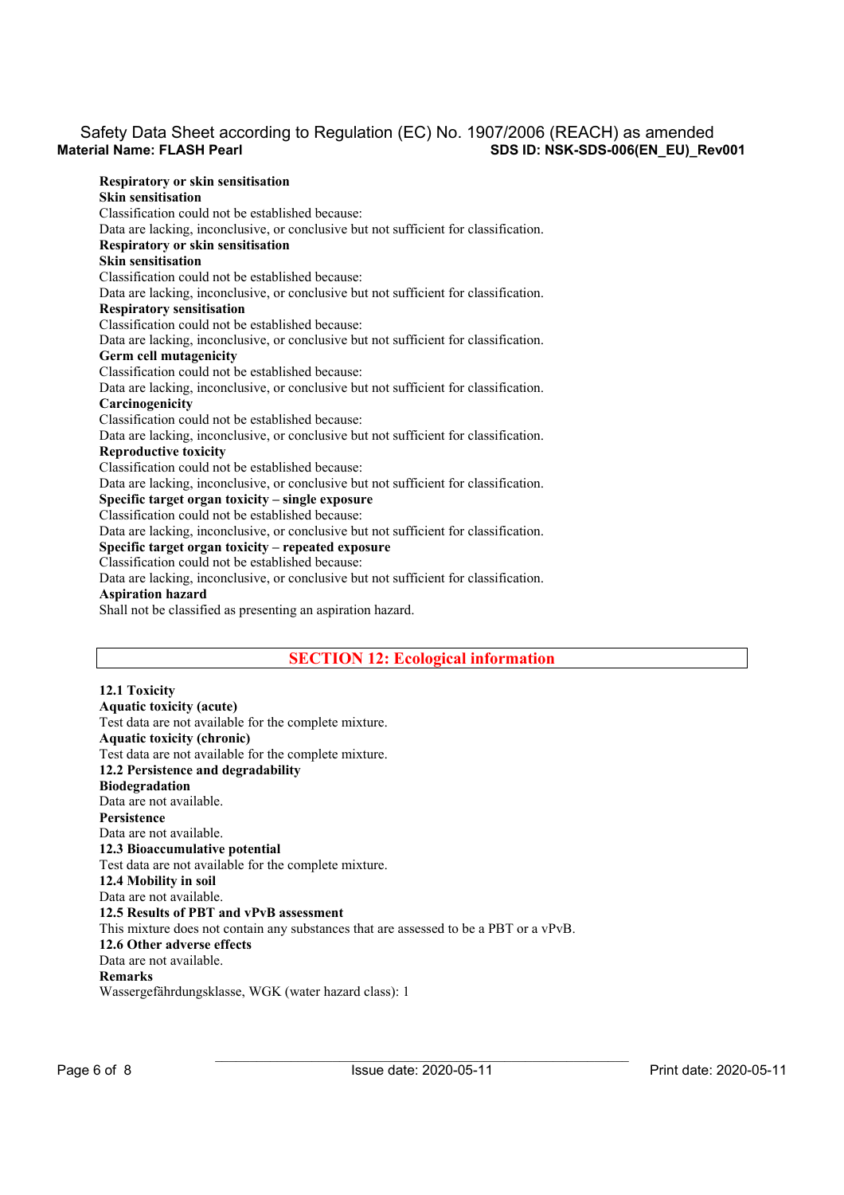**Respiratory or skin sensitisation**

**Skin sensitisation**

Classification could not be established because:
Data are lacking, inconclusive, or conclusive but not sufficient for classification.

**Respiratory or skin sensitisation**

**Skin sensitisation**

Classification could not be established because:
Data are lacking, inconclusive, or conclusive but not sufficient for classification.

**Respiratory sensitisation**

Classification could not be established because:
Data are lacking, inconclusive, or conclusive but not sufficient for classification.

**Germ cell mutagenicity**

Classification could not be established because:
Data are lacking, inconclusive, or conclusive but not sufficient for classification.

**Carcinogenicity**

Classification could not be established because:
Data are lacking, inconclusive, or conclusive but not sufficient for classification.

**Reproductive toxicity**

Classification could not be established because:
Data are lacking, inconclusive, or conclusive but not sufficient for classification.

**Specific target organ toxicity – single exposure**

Classification could not be established because:
Data are lacking, inconclusive, or conclusive but not sufficient for classification.

**Specific target organ toxicity – repeated exposure**

Classification could not be established because:
Data are lacking, inconclusive, or conclusive but not sufficient for classification.

**Aspiration hazard**

Shall not be classified as presenting an aspiration hazard.

## SECTION 12: Ecological information

**12.1 Toxicity**

**Aquatic toxicity (acute)**

Test data are not available for the complete mixture.

**Aquatic toxicity (chronic)**

Test data are not available for the complete mixture.

**12.2 Persistence and degradability**

**Biodegradation**

Data are not available.

**Persistence**

Data are not available.

**12.3 Bioaccumulative potential**

Test data are not available for the complete mixture.

**12.4 Mobility in soil**

Data are not available.

**12.5 Results of PBT and vPvB assessment**

This mixture does not contain any substances that are assessed to be a PBT or a vPvB.

**12.6 Other adverse effects**

Data are not available.

**Remarks**

Wassergefährdungsklasse, WGK (water hazard class): 1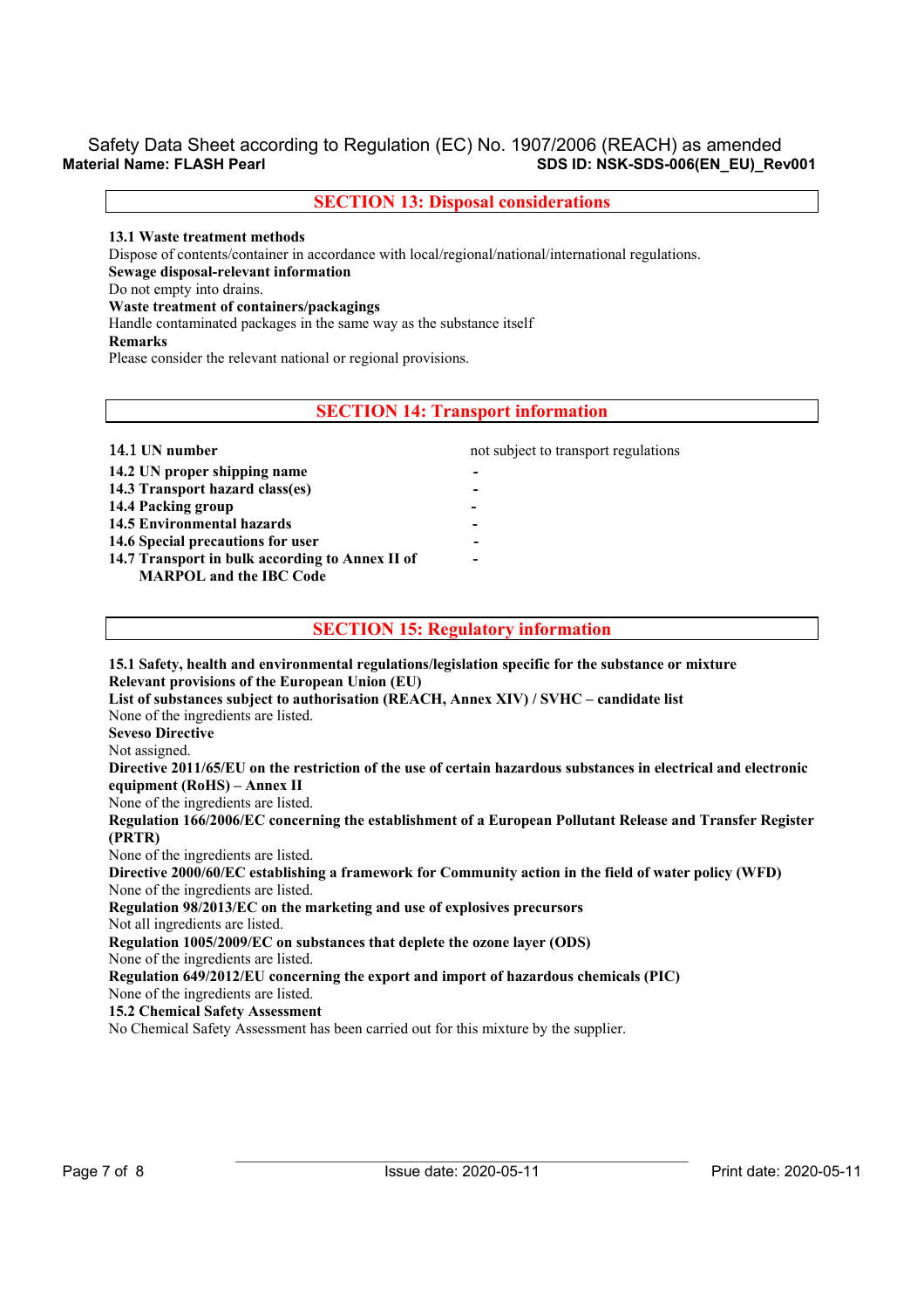## SECTION 13: Disposal considerations

**13.1 Waste treatment methods**

Dispose of contents/container in accordance with local/regional/national/international regulations.

**Sewage disposal-relevant information**

Do not empty into drains.

**Waste treatment of containers/packagings**

Handle contaminated packages in the same way as the substance itself

**Remarks**

Please consider the relevant national or regional provisions.

## SECTION 14: Transport information

| | |
|---|---|
| **14.1 UN number** | not subject to transport regulations |
| **14.2 UN proper shipping name** | - |
| **14.3 Transport hazard class(es)** | - |
| **14.4 Packing group** | - |
| **14.5 Environmental hazards** | - |
| **14.6 Special precautions for user** | - |
| **14.7 Transport in bulk according to Annex II of MARPOL and the IBC Code** | - |

## SECTION 15: Regulatory information

**15.1 Safety, health and environmental regulations/legislation specific for the substance or mixture**

**Relevant provisions of the European Union (EU)**

**List of substances subject to authorisation (REACH, Annex XIV) / SVHC – candidate list**

None of the ingredients are listed.

**Seveso Directive**

Not assigned.

**Directive 2011/65/EU on the restriction of the use of certain hazardous substances in electrical and electronic equipment (RoHS) – Annex II**

None of the ingredients are listed.

**Regulation 166/2006/EC concerning the establishment of a European Pollutant Release and Transfer Register (PRTR)**

None of the ingredients are listed.

**Directive 2000/60/EC establishing a framework for Community action in the field of water policy (WFD)**

None of the ingredients are listed.

**Regulation 98/2013/EC on the marketing and use of explosives precursors**

Not all ingredients are listed.

**Regulation 1005/2009/EC on substances that deplete the ozone layer (ODS)**

None of the ingredients are listed.

**Regulation 649/2012/EU concerning the export and import of hazardous chemicals (PIC)**

None of the ingredients are listed.

**15.2 Chemical Safety Assessment**

No Chemical Safety Assessment has been carried out for this mixture by the supplier.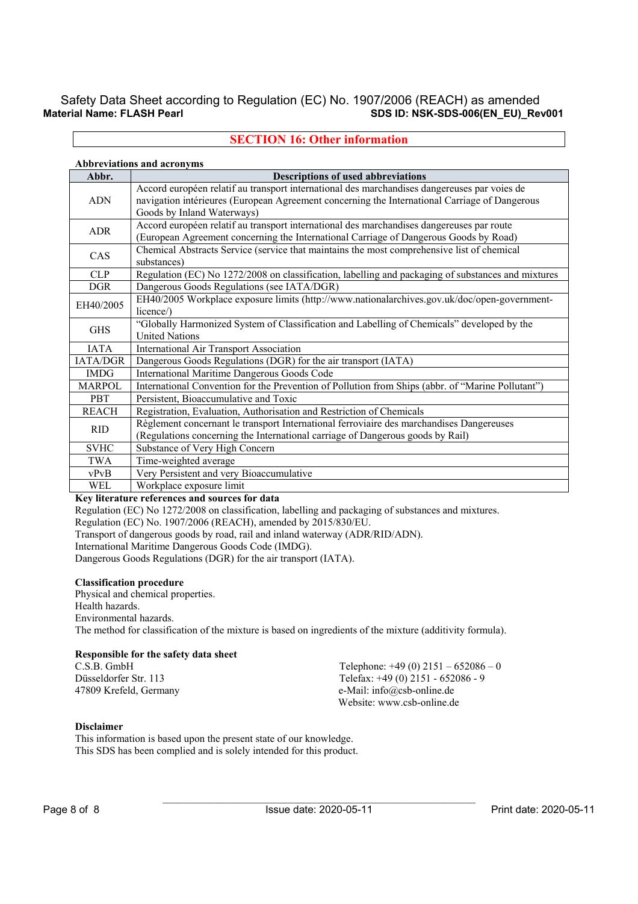## SECTION 16: Other information

**Abbreviations and acronyms**

| Abbr. | Descriptions of used abbreviations |
|---|---|
| ADN | Accord européen relatif au transport international des marchandises dangereuses par voies de navigation intérieures (European Agreement concerning the International Carriage of Dangerous Goods by Inland Waterways) |
| ADR | Accord européen relatif au transport international des marchandises dangereuses par route (European Agreement concerning the International Carriage of Dangerous Goods by Road) |
| CAS | Chemical Abstracts Service (service that maintains the most comprehensive list of chemical substances) |
| CLP | Regulation (EC) No 1272/2008 on classification, labelling and packaging of substances and mixtures |
| DGR | Dangerous Goods Regulations (see IATA/DGR) |
| EH40/2005 | EH40/2005 Workplace exposure limits (http://www.nationalarchives.gov.uk/doc/open-government-licence/) |
| GHS | "Globally Harmonized System of Classification and Labelling of Chemicals" developed by the United Nations |
| IATA | International Air Transport Association |
| IATA/DGR | Dangerous Goods Regulations (DGR) for the air transport (IATA) |
| IMDG | International Maritime Dangerous Goods Code |
| MARPOL | International Convention for the Prevention of Pollution from Ships (abbr. of "Marine Pollutant") |
| PBT | Persistent, Bioaccumulative and Toxic |
| REACH | Registration, Evaluation, Authorisation and Restriction of Chemicals |
| RID | Règlement concernant le transport International ferroviaire des marchandises Dangereuses (Regulations concerning the International carriage of Dangerous goods by Rail) |
| SVHC | Substance of Very High Concern |
| TWA | Time-weighted average |
| vPvB | Very Persistent and very Bioaccumulative |
| WEL | Workplace exposure limit |

**Key literature references and sources for data**

Regulation (EC) No 1272/2008 on classification, labelling and packaging of substances and mixtures.
Regulation (EC) No. 1907/2006 (REACH), amended by 2015/830/EU.
Transport of dangerous goods by road, rail and inland waterway (ADR/RID/ADN).
International Maritime Dangerous Goods Code (IMDG).
Dangerous Goods Regulations (DGR) for the air transport (IATA).

**Classification procedure**

Physical and chemical properties.
Health hazards.
Environmental hazards.
The method for classification of the mixture is based on ingredients of the mixture (additivity formula).

**Responsible for the safety data sheet**

C.S.B. GmbH
Düsseldorfer Str. 113
47809 Krefeld, Germany

Telephone: +49 (0) 2151 – 652086 – 0
Telefax: +49 (0) 2151 - 652086 - 9
e-Mail: info@csb-online.de
Website: www.csb-online.de

**Disclaimer**

This information is based upon the present state of our knowledge.
This SDS has been complied and is solely intended for this product.

Issue date: 2020-05-11

Print date: 2020-05-11